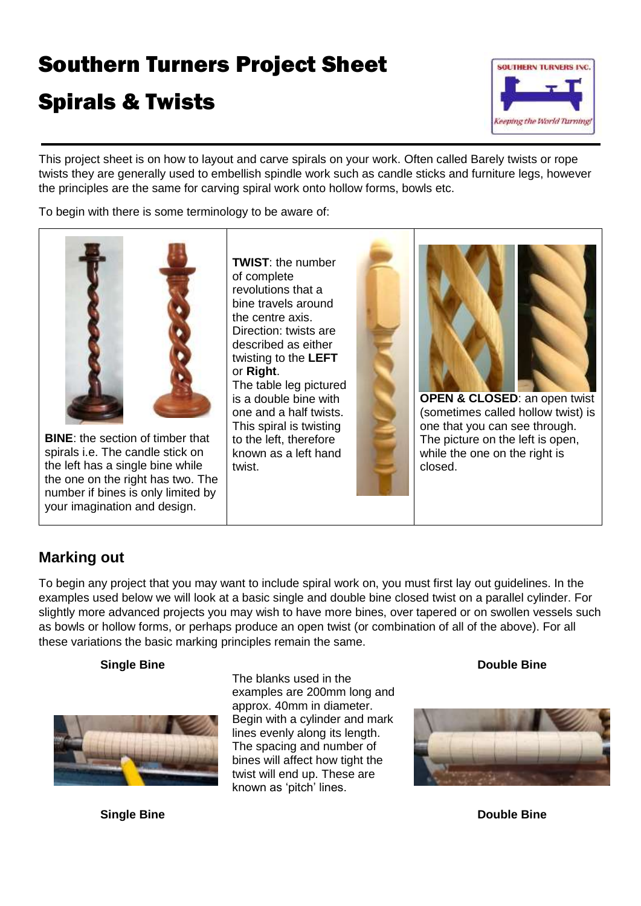# Southern Turners Project Sheet

# Spirals & Twists

This project sheet is on how to layout and carve spirals on your work. Often called Barely twists or rope twists they are generally used to embellish spindle work such as candle sticks and furniture legs, however the principles are the same for carving spiral work onto hollow forms, bowls etc.

To begin with there is some terminology to be aware of:

| | | |
|---|---|---|
| **BINE**: the section of timber that spirals i.e. The candle stick on the left has a single bine while the one on the right has two. The number if bines is only limited by your imagination and design. | **TWIST**: the number of complete revolutions that a bine travels around the centre axis. Direction: twists are described as either twisting to the **LEFT** or **Right**. The table leg pictured is a double bine with one and a half twists. This spiral is twisting to the left, therefore known as a left hand twist. | **OPEN & CLOSED**: an open twist (sometimes called hollow twist) is one that you can see through. The picture on the left is open, while the one on the right is closed. |

## Marking out

To begin any project that you may want to include spiral work on, you must first lay out guidelines. In the examples used below we will look at a basic single and double bine closed twist on a parallel cylinder. For slightly more advanced projects you may wish to have more bines, over tapered or on swollen vessels such as bowls or hollow forms, or perhaps produce an open twist (or combination of all of the above). For all these variations the basic marking principles remain the same.

**Single Bine**

**Double Bine**

The blanks used in the examples are 200mm long and approx. 40mm in diameter. Begin with a cylinder and mark lines evenly along its length. The spacing and number of bines will affect how tight the twist will end up. These are known as 'pitch' lines.

**Single Bine**

**Double Bine**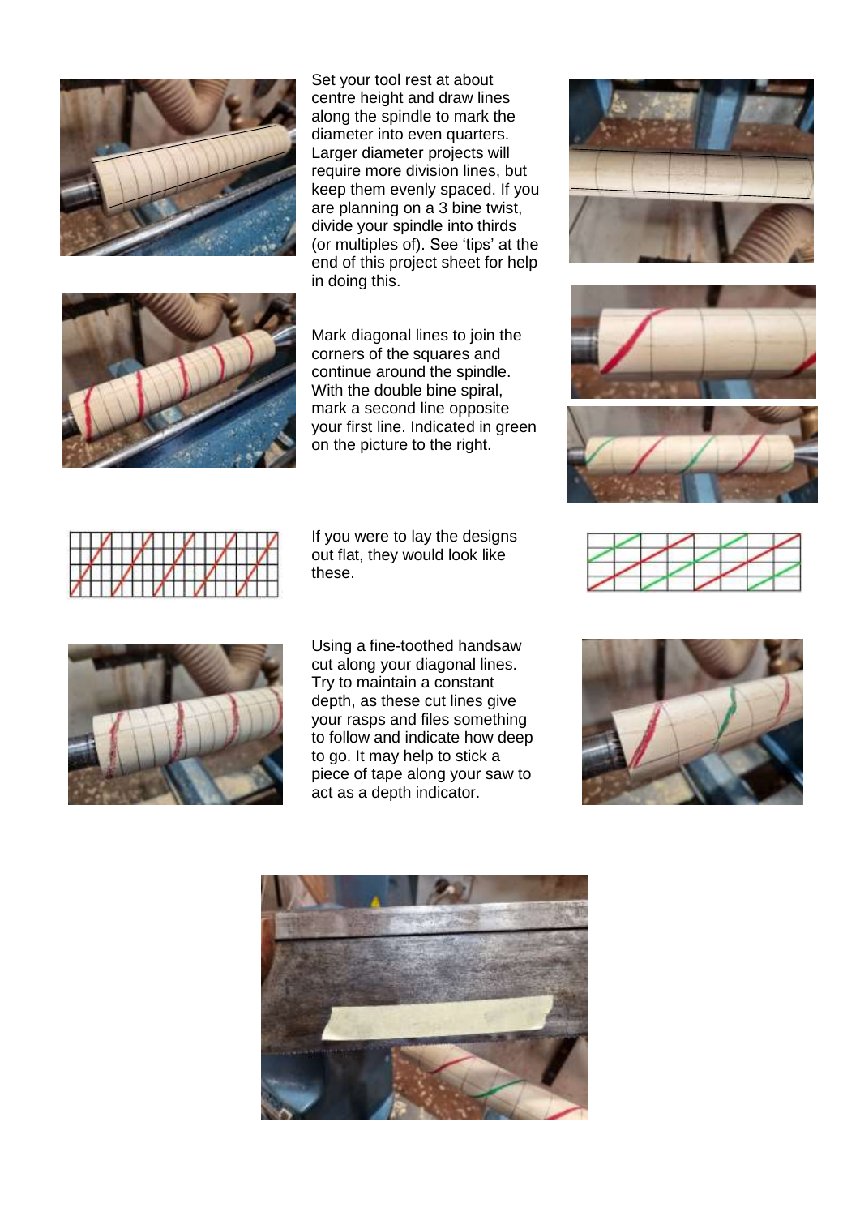Set your tool rest at about centre height and draw lines along the spindle to mark the diameter into even quarters. Larger diameter projects will require more division lines, but keep them evenly spaced. If you are planning on a 3 bine twist, divide your spindle into thirds (or multiples of). See 'tips' at the end of this project sheet for help in doing this.

Mark diagonal lines to join the corners of the squares and continue around the spindle. With the double bine spiral, mark a second line opposite your first line. Indicated in green on the picture to the right.

If you were to lay the designs out flat, they would look like these.

Using a fine-toothed handsaw cut along your diagonal lines. Try to maintain a constant depth, as these cut lines give your rasps and files something to follow and indicate how deep to go. It may help to stick a piece of tape along your saw to act as a depth indicator.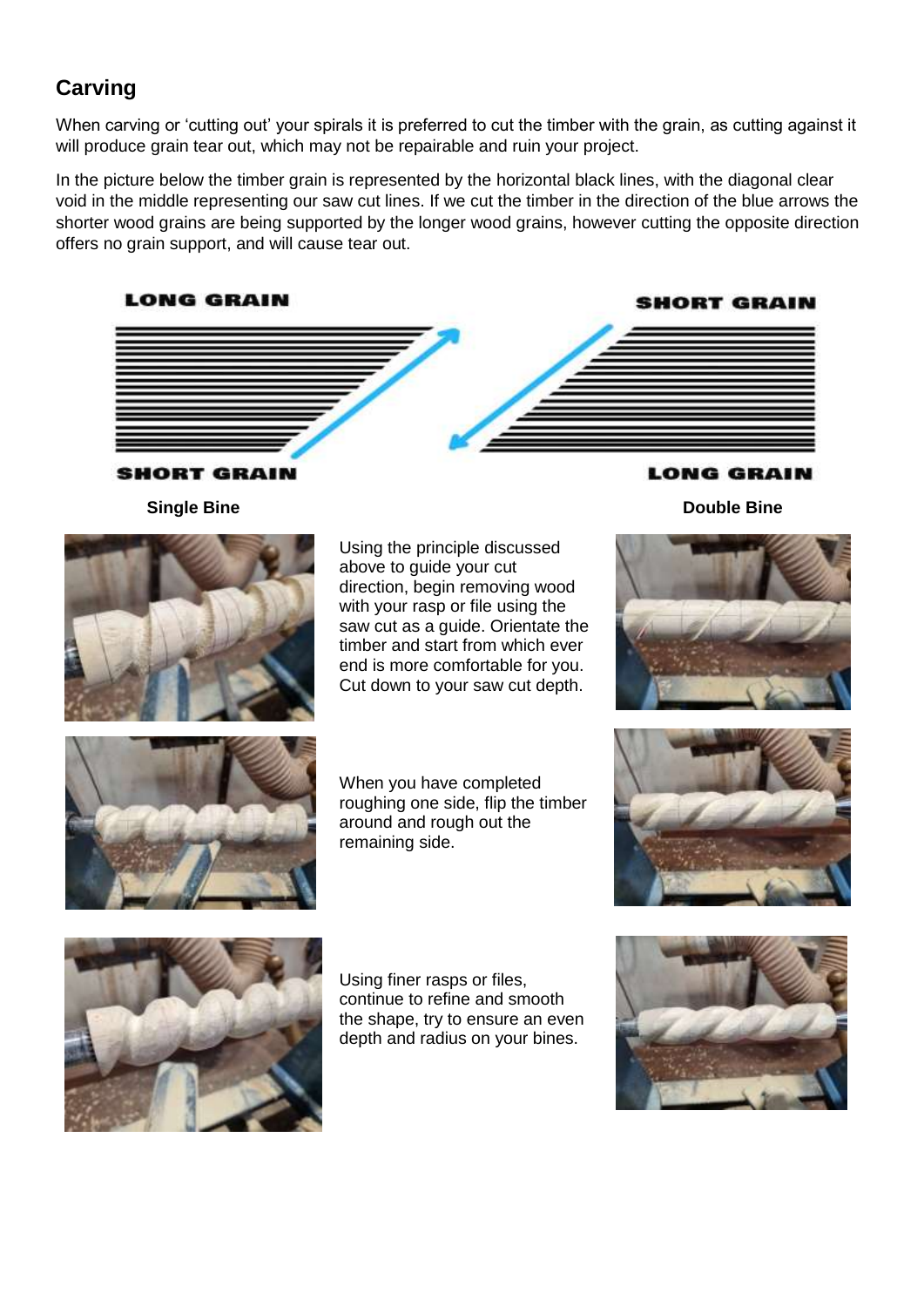## Carving

When carving or 'cutting out' your spirals it is preferred to cut the timber with the grain, as cutting against it will produce grain tear out, which may not be repairable and ruin your project.

In the picture below the timber grain is represented by the horizontal black lines, with the diagonal clear void in the middle representing our saw cut lines. If we cut the timber in the direction of the blue arrows the shorter wood grains are being supported by the longer wood grains, however cutting the opposite direction offers no grain support, and will cause tear out.

LONG GRAIN

SHORT GRAIN

SHORT GRAIN

LONG GRAIN

**Single Bine**

**Double Bine**

Using the principle discussed above to guide your cut direction, begin removing wood with your rasp or file using the saw cut as a guide. Orientate the timber and start from which ever end is more comfortable for you. Cut down to your saw cut depth.

When you have completed roughing one side, flip the timber around and rough out the remaining side.

Using finer rasps or files, continue to refine and smooth the shape, try to ensure an even depth and radius on your bines.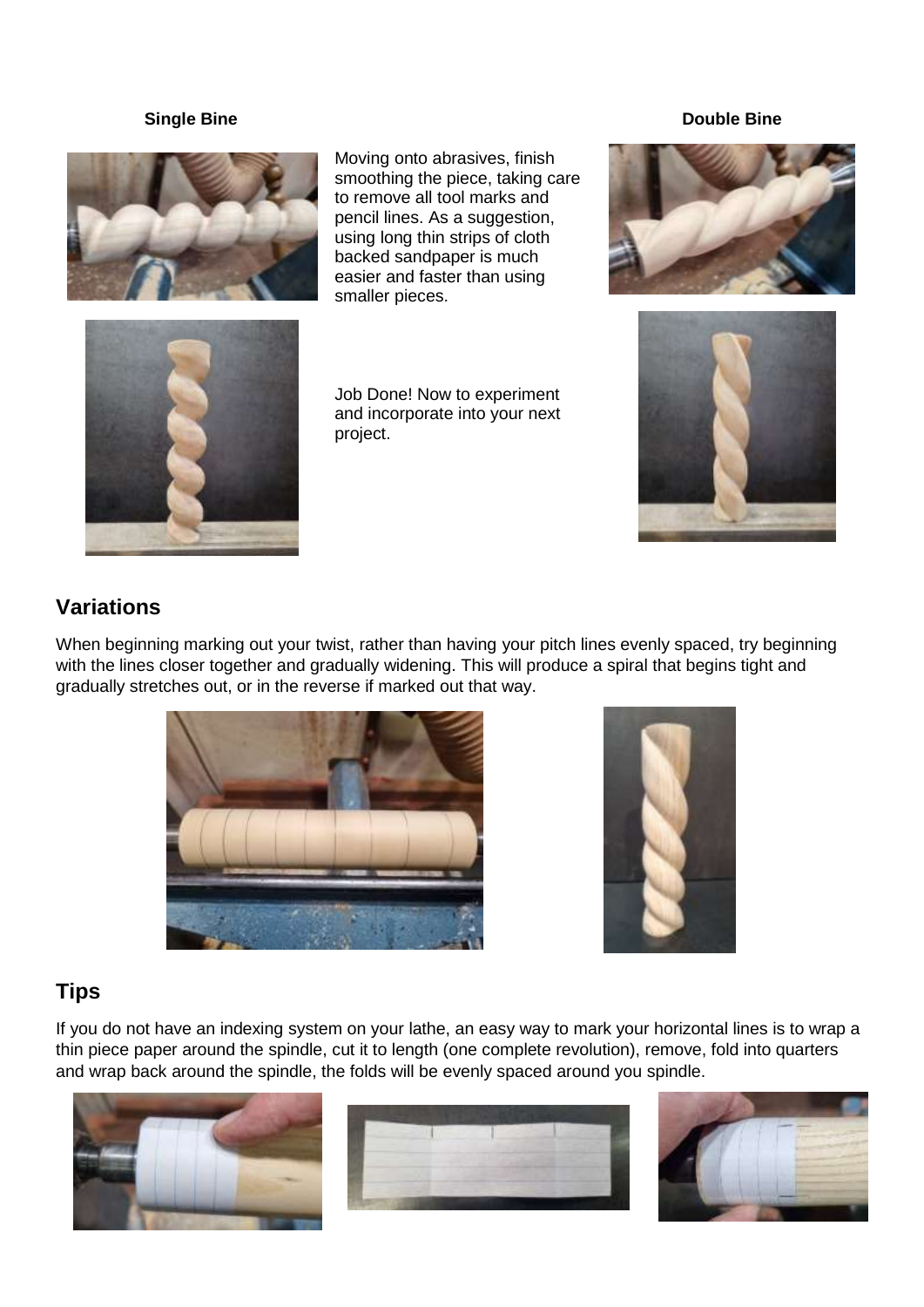**Single Bine**

**Double Bine**

Moving onto abrasives, finish smoothing the piece, taking care to remove all tool marks and pencil lines. As a suggestion, using long thin strips of cloth backed sandpaper is much easier and faster than using smaller pieces.

Job Done! Now to experiment and incorporate into your next project.

## Variations

When beginning marking out your twist, rather than having your pitch lines evenly spaced, try beginning with the lines closer together and gradually widening. This will produce a spiral that begins tight and gradually stretches out, or in the reverse if marked out that way.

## Tips

If you do not have an indexing system on your lathe, an easy way to mark your horizontal lines is to wrap a thin piece paper around the spindle, cut it to length (one complete revolution), remove, fold into quarters and wrap back around the spindle, the folds will be evenly spaced around you spindle.